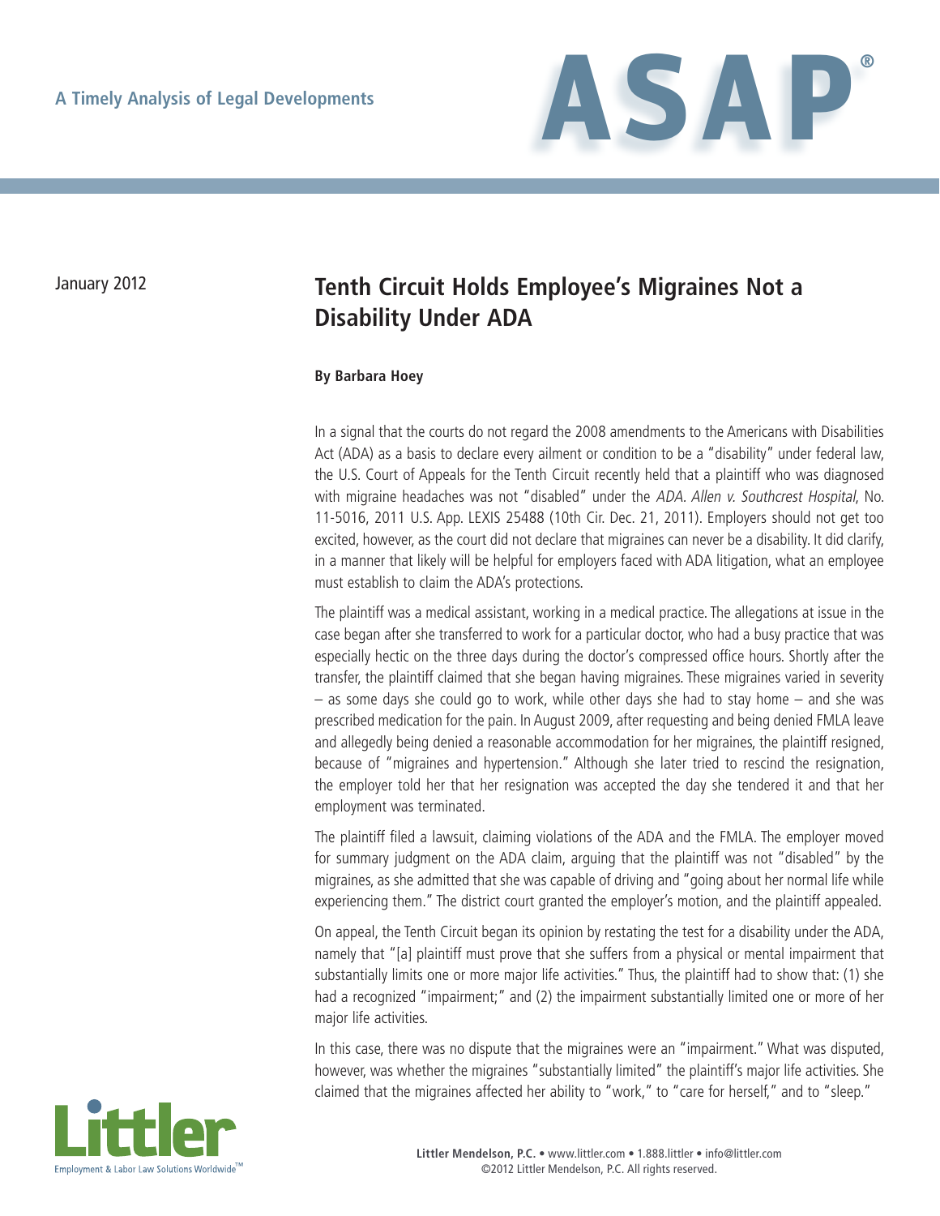A Timely Analysis of Legal Developments

# ASAP®

January 2012

## Tenth Circuit Holds Employee's Migraines Not a Disability Under ADA

**By Barbara Hoey**

In a signal that the courts do not regard the 2008 amendments to the Americans with Disabilities Act (ADA) as a basis to declare every ailment or condition to be a "disability" under federal law, the U.S. Court of Appeals for the Tenth Circuit recently held that a plaintiff who was diagnosed with migraine headaches was not "disabled" under the *ADA. Allen v. Southcrest Hospital*, No. 11-5016, 2011 U.S. App. LEXIS 25488 (10th Cir. Dec. 21, 2011). Employers should not get too excited, however, as the court did not declare that migraines can never be a disability. It did clarify, in a manner that likely will be helpful for employers faced with ADA litigation, what an employee must establish to claim the ADA's protections.

The plaintiff was a medical assistant, working in a medical practice. The allegations at issue in the case began after she transferred to work for a particular doctor, who had a busy practice that was especially hectic on the three days during the doctor's compressed office hours. Shortly after the transfer, the plaintiff claimed that she began having migraines. These migraines varied in severity – as some days she could go to work, while other days she had to stay home – and she was prescribed medication for the pain. In August 2009, after requesting and being denied FMLA leave and allegedly being denied a reasonable accommodation for her migraines, the plaintiff resigned, because of "migraines and hypertension." Although she later tried to rescind the resignation, the employer told her that her resignation was accepted the day she tendered it and that her employment was terminated.

The plaintiff filed a lawsuit, claiming violations of the ADA and the FMLA. The employer moved for summary judgment on the ADA claim, arguing that the plaintiff was not "disabled" by the migraines, as she admitted that she was capable of driving and "going about her normal life while experiencing them." The district court granted the employer's motion, and the plaintiff appealed.

On appeal, the Tenth Circuit began its opinion by restating the test for a disability under the ADA, namely that "[a] plaintiff must prove that she suffers from a physical or mental impairment that substantially limits one or more major life activities." Thus, the plaintiff had to show that: (1) she had a recognized "impairment;" and (2) the impairment substantially limited one or more of her major life activities.

In this case, there was no dispute that the migraines were an "impairment." What was disputed, however, was whether the migraines "substantially limited" the plaintiff's major life activities. She claimed that the migraines affected her ability to "work," to "care for herself," and to "sleep."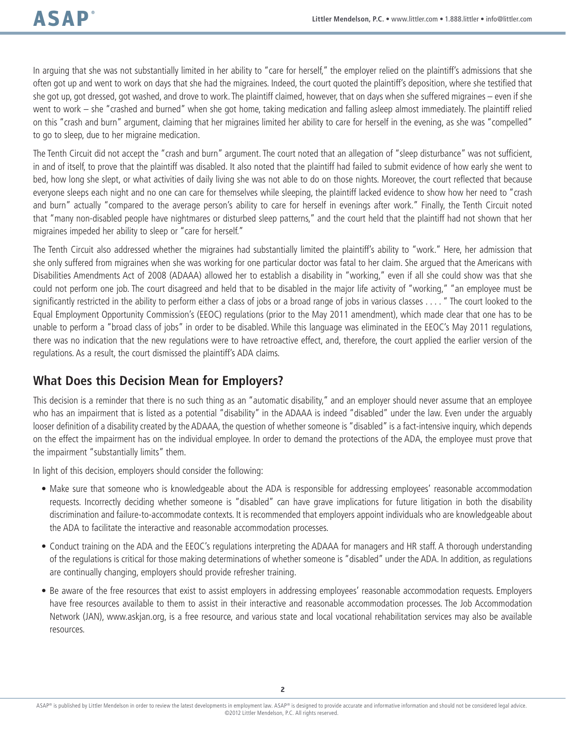In arguing that she was not substantially limited in her ability to "care for herself," the employer relied on the plaintiff's admissions that she often got up and went to work on days that she had the migraines. Indeed, the court quoted the plaintiff's deposition, where she testified that she got up, got dressed, got washed, and drove to work. The plaintiff claimed, however, that on days when she suffered migraines – even if she went to work – she "crashed and burned" when she got home, taking medication and falling asleep almost immediately. The plaintiff relied on this "crash and burn" argument, claiming that her migraines limited her ability to care for herself in the evening, as she was "compelled" to go to sleep, due to her migraine medication.

The Tenth Circuit did not accept the "crash and burn" argument. The court noted that an allegation of "sleep disturbance" was not sufficient, in and of itself, to prove that the plaintiff was disabled. It also noted that the plaintiff had failed to submit evidence of how early she went to bed, how long she slept, or what activities of daily living she was not able to do on those nights. Moreover, the court reflected that because everyone sleeps each night and no one can care for themselves while sleeping, the plaintiff lacked evidence to show how her need to "crash and burn" actually "compared to the average person's ability to care for herself in evenings after work." Finally, the Tenth Circuit noted that "many non-disabled people have nightmares or disturbed sleep patterns," and the court held that the plaintiff had not shown that her migraines impeded her ability to sleep or "care for herself."

The Tenth Circuit also addressed whether the migraines had substantially limited the plaintiff's ability to "work." Here, her admission that she only suffered from migraines when she was working for one particular doctor was fatal to her claim. She argued that the Americans with Disabilities Amendments Act of 2008 (ADAAA) allowed her to establish a disability in "working," even if all she could show was that she could not perform one job. The court disagreed and held that to be disabled in the major life activity of "working," "an employee must be significantly restricted in the ability to perform either a class of jobs or a broad range of jobs in various classes . . . . " The court looked to the Equal Employment Opportunity Commission's (EEOC) regulations (prior to the May 2011 amendment), which made clear that one has to be unable to perform a "broad class of jobs" in order to be disabled. While this language was eliminated in the EEOC's May 2011 regulations, there was no indication that the new regulations were to have retroactive effect, and, therefore, the court applied the earlier version of the regulations. As a result, the court dismissed the plaintiff's ADA claims.

## What Does this Decision Mean for Employers?

This decision is a reminder that there is no such thing as an "automatic disability," and an employer should never assume that an employee who has an impairment that is listed as a potential "disability" in the ADAAA is indeed "disabled" under the law. Even under the arguably looser definition of a disability created by the ADAAA, the question of whether someone is "disabled" is a fact-intensive inquiry, which depends on the effect the impairment has on the individual employee. In order to demand the protections of the ADA, the employee must prove that the impairment "substantially limits" them.

In light of this decision, employers should consider the following:

- Make sure that someone who is knowledgeable about the ADA is responsible for addressing employees' reasonable accommodation requests. Incorrectly deciding whether someone is "disabled" can have grave implications for future litigation in both the disability discrimination and failure-to-accommodate contexts. It is recommended that employers appoint individuals who are knowledgeable about the ADA to facilitate the interactive and reasonable accommodation processes.
- Conduct training on the ADA and the EEOC's regulations interpreting the ADAAA for managers and HR staff. A thorough understanding of the regulations is critical for those making determinations of whether someone is "disabled" under the ADA. In addition, as regulations are continually changing, employers should provide refresher training.
- Be aware of the free resources that exist to assist employers in addressing employees' reasonable accommodation requests. Employers have free resources available to them to assist in their interactive and reasonable accommodation processes. The Job Accommodation Network (JAN), www.askjan.org, is a free resource, and various state and local vocational rehabilitation services may also be available resources.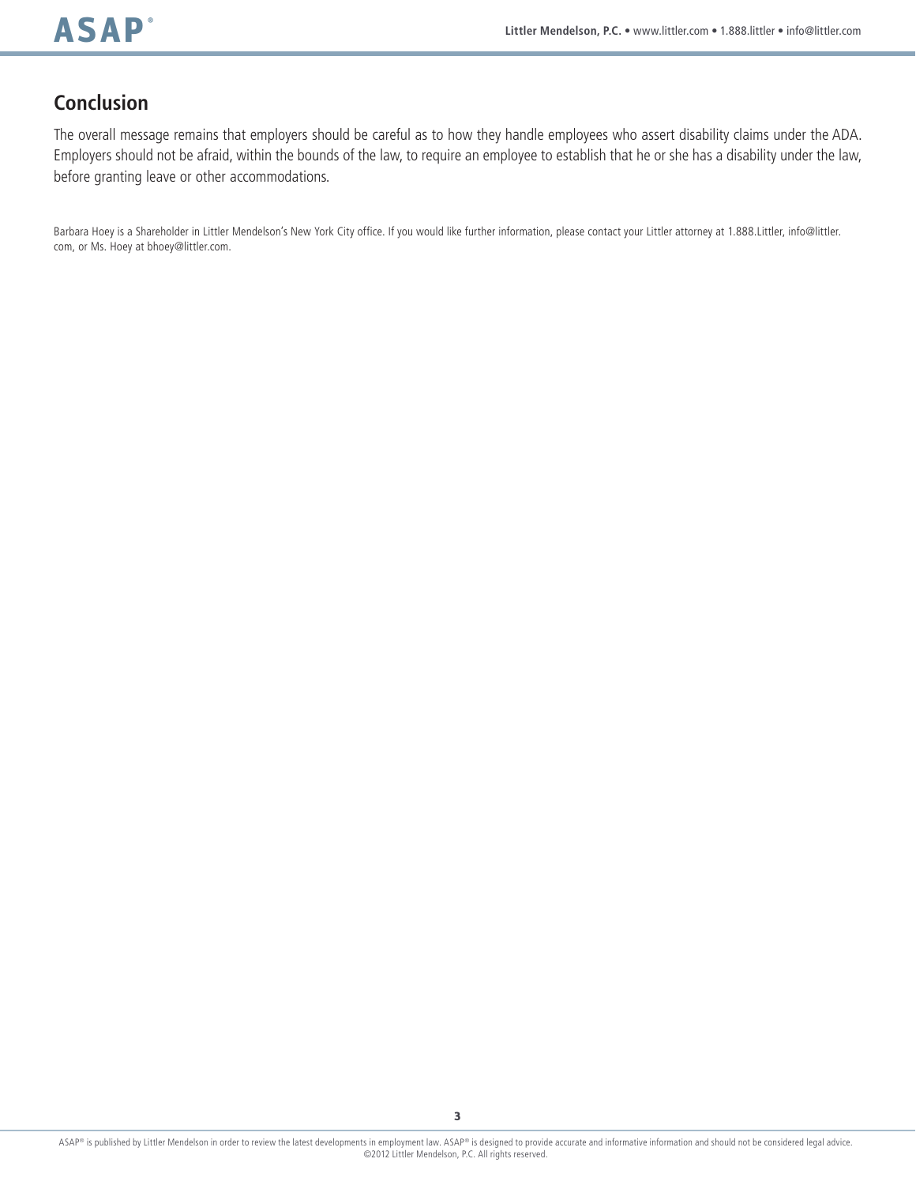## Conclusion

The overall message remains that employers should be careful as to how they handle employees who assert disability claims under the ADA. Employers should not be afraid, within the bounds of the law, to require an employee to establish that he or she has a disability under the law, before granting leave or other accommodations.

Barbara Hoey is a Shareholder in Littler Mendelson's New York City office. If you would like further information, please contact your Littler attorney at 1.888.Littler, info@littler.com, or Ms. Hoey at bhoey@littler.com.